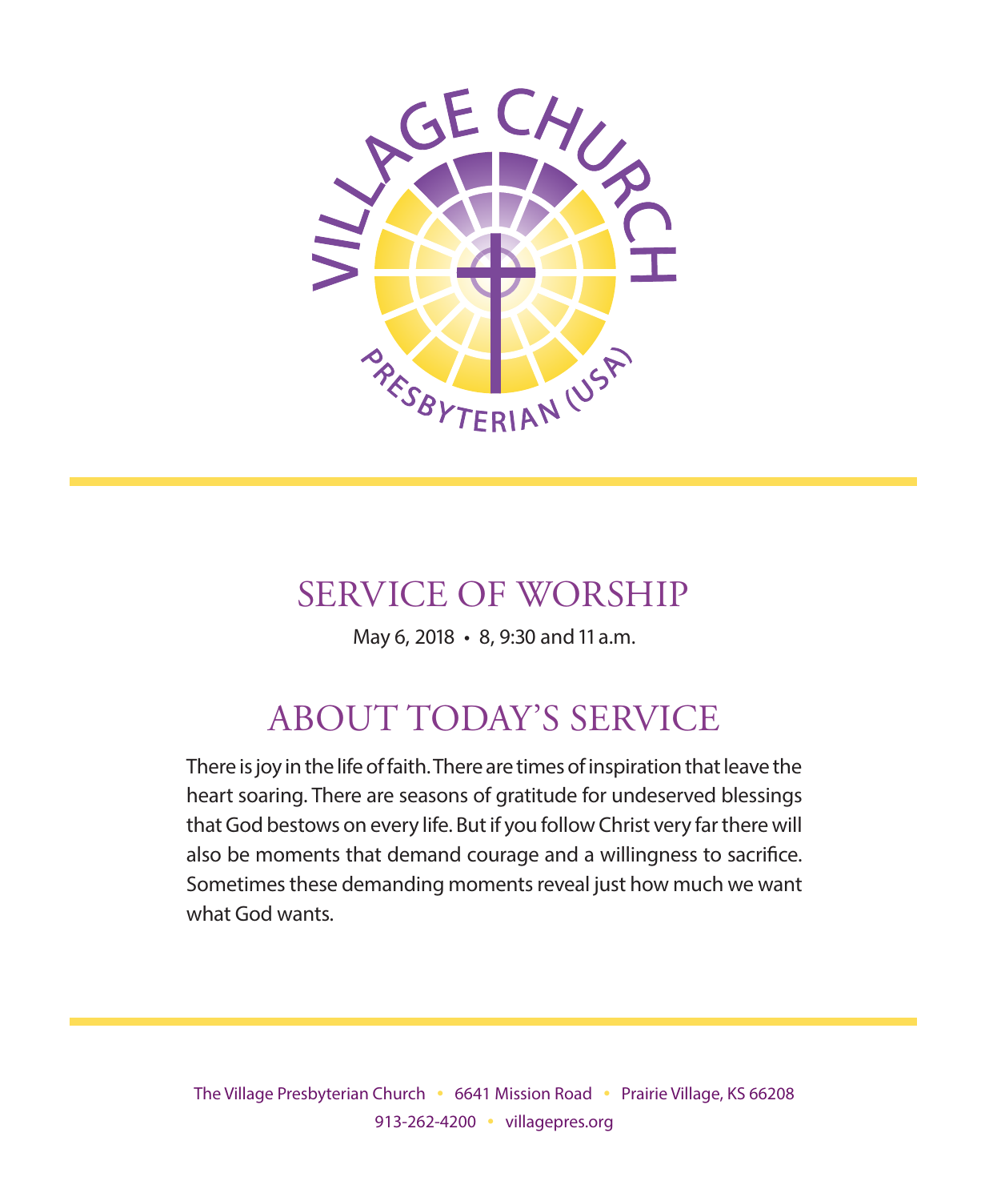VILLAGE CHURCH

PRESBYTERIAN (USA)

# SERVICE OF WORSHIP

May 6, 2018 • 8, 9:30 and 11 a.m.

## ABOUT TODAY'S SERVICE

There is joy in the life of faith. There are times of inspiration that leave the heart soaring. There are seasons of gratitude for undeserved blessings that God bestows on every life. But if you follow Christ very far there will also be moments that demand courage and a willingness to sacrifice. Sometimes these demanding moments reveal just how much we want what God wants.

The Village Presbyterian Church • 6641 Mission Road • Prairie Village, KS 66208
913-262-4200 • villagepres.org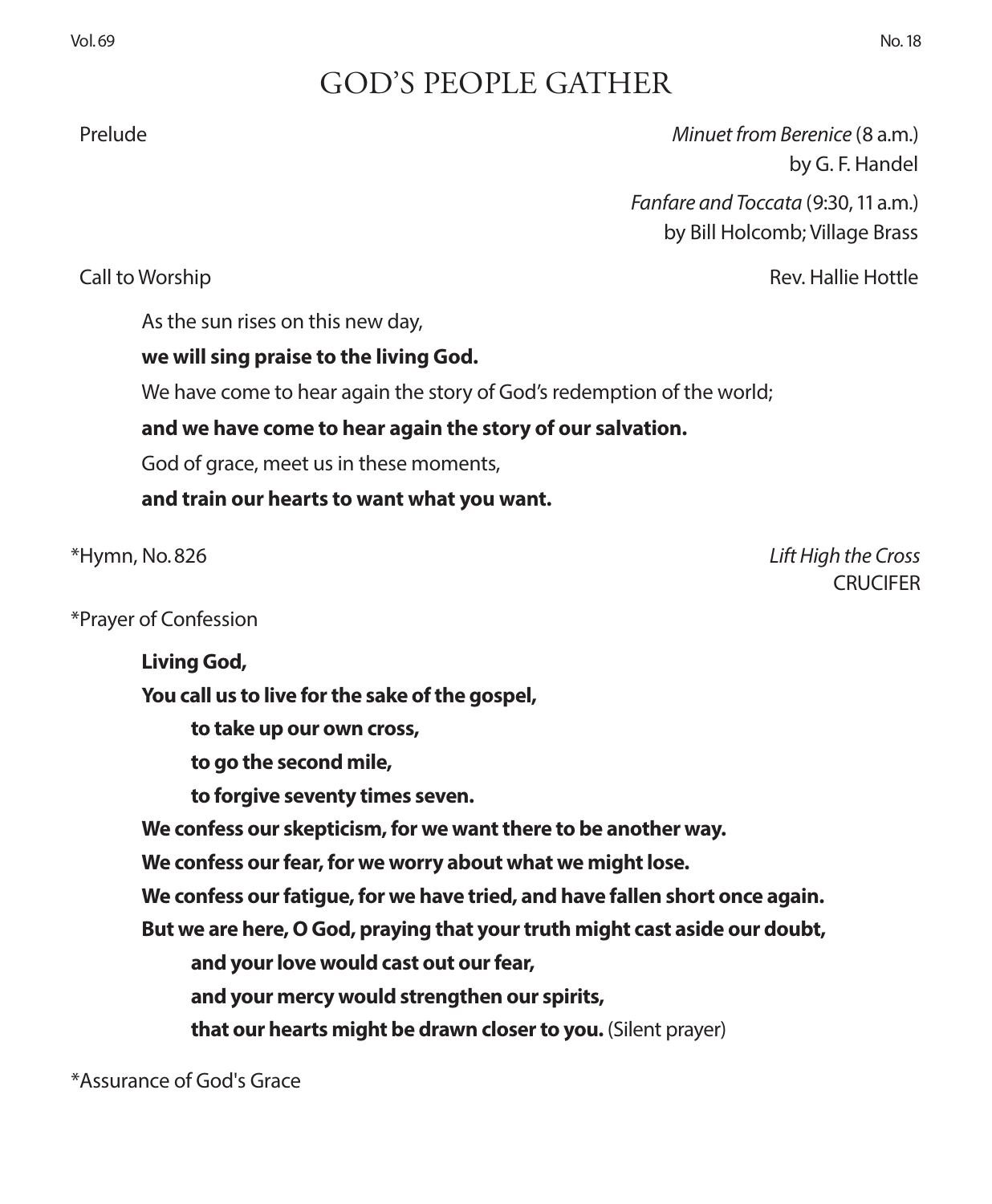# GOD'S PEOPLE GATHER

Prelude — *Minuet from Berenice* (8 a.m.) by G. F. Handel

*Fanfare and Toccata* (9:30, 11 a.m.) by Bill Holcomb; Village Brass

Call to Worship — Rev. Hallie Hottle

As the sun rises on this new day,

**we will sing praise to the living God.**

We have come to hear again the story of God's redemption of the world;

**and we have come to hear again the story of our salvation.**

God of grace, meet us in these moments,

**and train our hearts to want what you want.**

*Hymn, No. 826 — *Lift High the Cross* CRUCIFER

*Prayer of Confession

**Living God,**

**You call us to live for the sake of the gospel,**

**to take up our own cross,**

**to go the second mile,**

**to forgive seventy times seven.**

**We confess our skepticism, for we want there to be another way.**

**We confess our fear, for we worry about what we might lose.**

**We confess our fatigue, for we have tried, and have fallen short once again.**

**But we are here, O God, praying that your truth might cast aside our doubt,**

**and your love would cast out our fear,**

**and your mercy would strengthen our spirits,**

**that our hearts might be drawn closer to you.** (Silent prayer)

*Assurance of God's Grace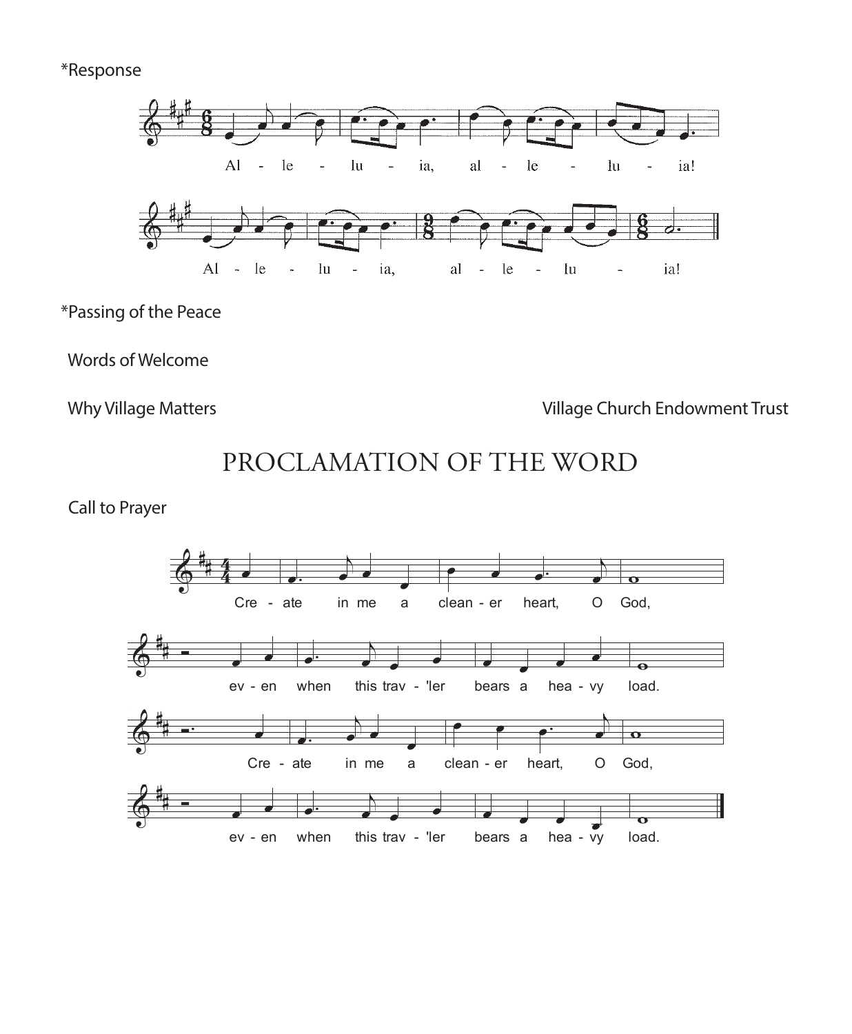*Response

Al - le - lu - ia, al - le - lu - ia!

Al - le - lu - ia, al - le - lu - ia!

*Passing of the Peace

Words of Welcome

Why Village Matters — Village Church Endowment Trust

# PROCLAMATION OF THE WORD

Call to Prayer

Cre - ate in me a clean - er heart, O God,

ev - en when this trav - 'ler bears a hea - vy load.

Cre - ate in me a clean - er heart, O God,

ev - en when this trav - 'ler bears a hea - vy load.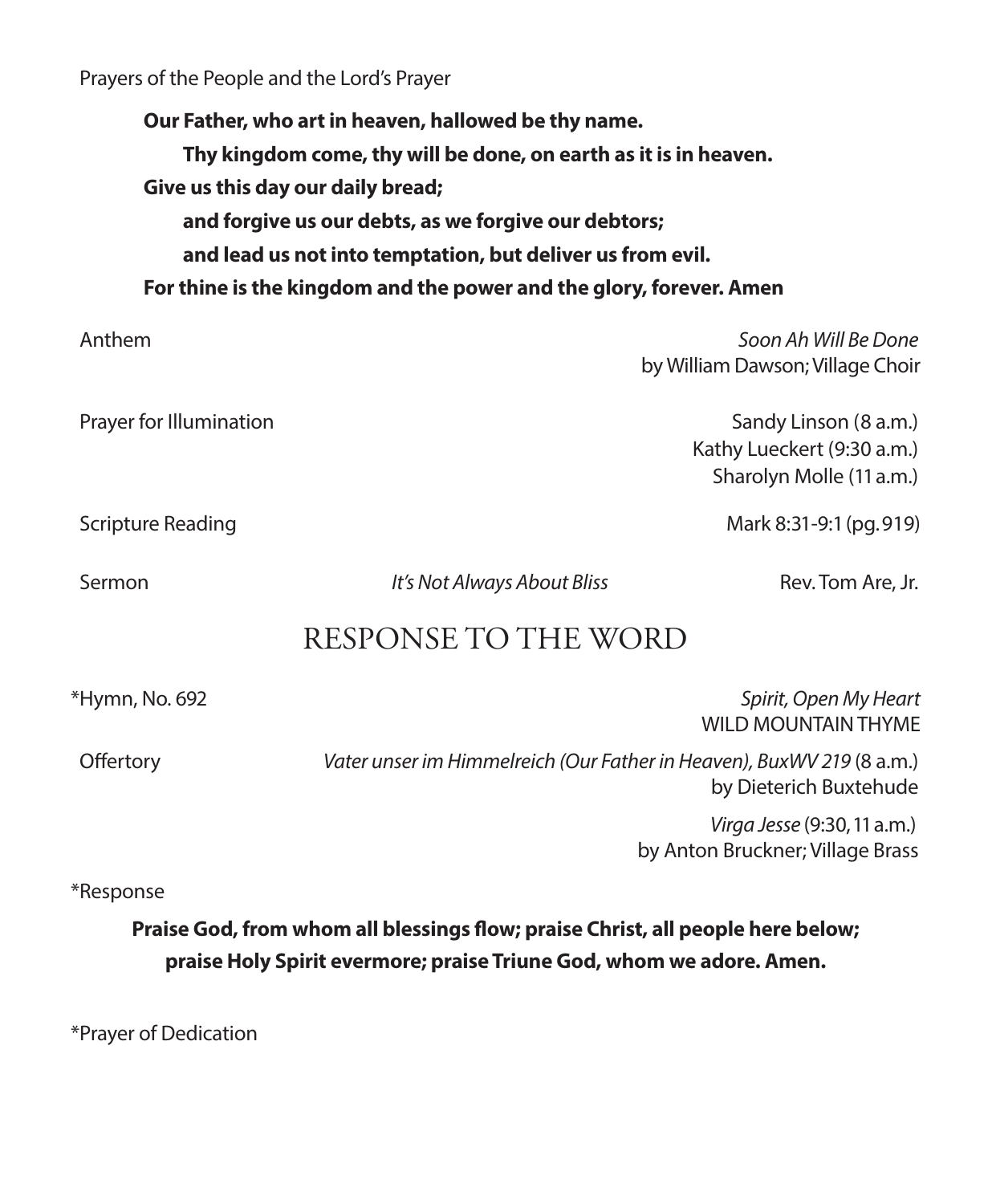Prayers of the People and the Lord's Prayer

**Our Father, who art in heaven, hallowed be thy name.**
**Thy kingdom come, thy will be done, on earth as it is in heaven.**
**Give us this day our daily bread;**
**and forgive us our debts, as we forgive our debtors;**
**and lead us not into temptation, but deliver us from evil.**
**For thine is the kingdom and the power and the glory, forever. Amen**

Anthem — *Soon Ah Will Be Done*
by William Dawson; Village Choir

Prayer for Illumination — Sandy Linson (8 a.m.)
Kathy Lueckert (9:30 a.m.)
Sharolyn Molle (11 a.m.)

Scripture Reading — Mark 8:31-9:1 (pg. 919)

Sermon — *It's Not Always About Bliss* — Rev. Tom Are, Jr.

## RESPONSE TO THE WORD

*Hymn, No. 692 — *Spirit, Open My Heart*
WILD MOUNTAIN THYME

Offertory — *Vater unser im Himmelreich (Our Father in Heaven), BuxWV 219* (8 a.m.)
by Dieterich Buxtehude

*Virga Jesse* (9:30, 11 a.m.)
by Anton Bruckner; Village Brass

*Response

**Praise God, from whom all blessings flow; praise Christ, all people here below;**
**praise Holy Spirit evermore; praise Triune God, whom we adore. Amen.**

*Prayer of Dedication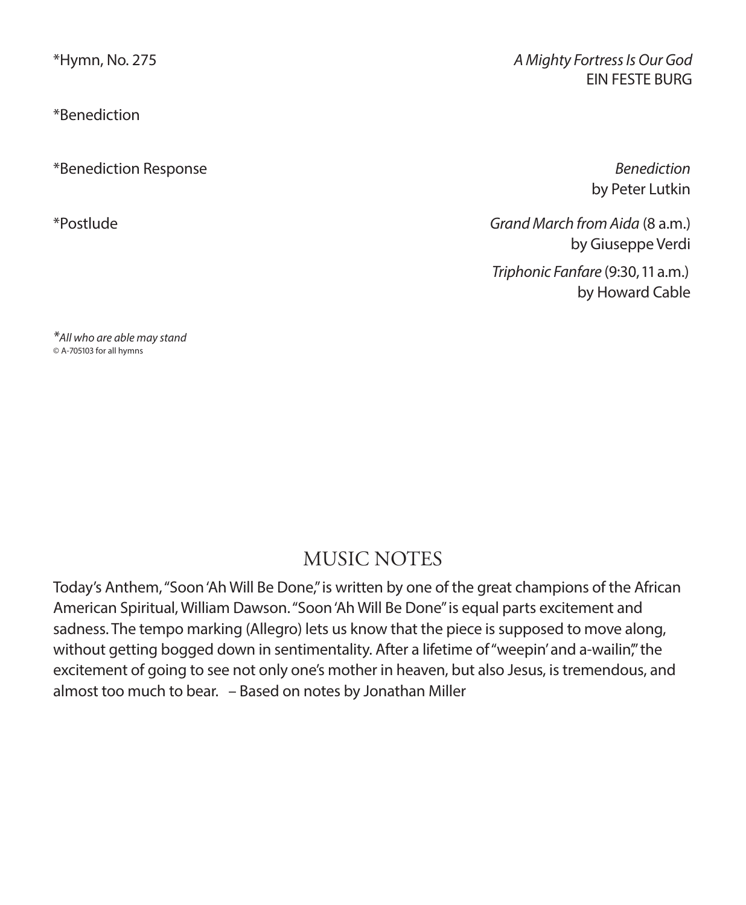*Hymn, No. 275 — *A Mighty Fortress Is Our God*
EIN FESTE BURG

*Benediction

*Benediction Response — *Benediction*
by Peter Lutkin

*Postlude — *Grand March from Aida* (8 a.m.)
by Giuseppe Verdi

*Triphonic Fanfare* (9:30, 11 a.m.)
by Howard Cable

**All who are able may stand*
© A-705103 for all hymns

## MUSIC NOTES

Today's Anthem, "Soon 'Ah Will Be Done," is written by one of the great champions of the African American Spiritual, William Dawson. "Soon 'Ah Will Be Done" is equal parts excitement and sadness. The tempo marking (Allegro) lets us know that the piece is supposed to move along, without getting bogged down in sentimentality. After a lifetime of "weepin' and a-wailin'," the excitement of going to see not only one's mother in heaven, but also Jesus, is tremendous, and almost too much to bear. – Based on notes by Jonathan Miller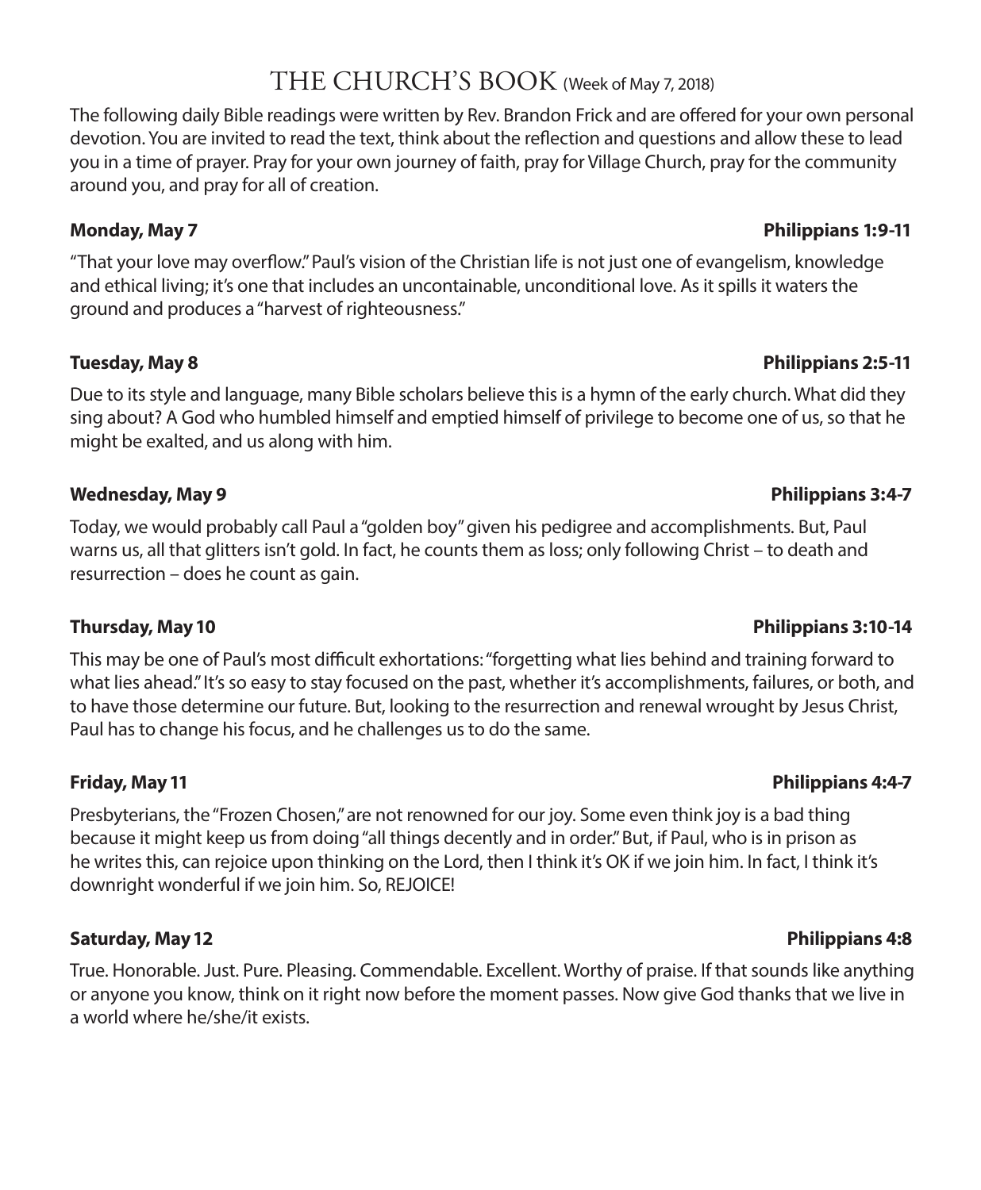# THE CHURCH'S BOOK (Week of May 7, 2018)

The following daily Bible readings were written by Rev. Brandon Frick and are offered for your own personal devotion. You are invited to read the text, think about the reflection and questions and allow these to lead you in a time of prayer. Pray for your own journey of faith, pray for Village Church, pray for the community around you, and pray for all of creation.

**Monday, May 7** — **Philippians 1:9-11**

"That your love may overflow." Paul's vision of the Christian life is not just one of evangelism, knowledge and ethical living; it's one that includes an uncontainable, unconditional love. As it spills it waters the ground and produces a "harvest of righteousness."

**Tuesday, May 8** — **Philippians 2:5-11**

Due to its style and language, many Bible scholars believe this is a hymn of the early church. What did they sing about? A God who humbled himself and emptied himself of privilege to become one of us, so that he might be exalted, and us along with him.

**Wednesday, May 9** — **Philippians 3:4-7**

Today, we would probably call Paul a "golden boy" given his pedigree and accomplishments. But, Paul warns us, all that glitters isn't gold. In fact, he counts them as loss; only following Christ – to death and resurrection – does he count as gain.

**Thursday, May 10** — **Philippians 3:10-14**

This may be one of Paul's most difficult exhortations: "forgetting what lies behind and training forward to what lies ahead." It's so easy to stay focused on the past, whether it's accomplishments, failures, or both, and to have those determine our future. But, looking to the resurrection and renewal wrought by Jesus Christ, Paul has to change his focus, and he challenges us to do the same.

**Friday, May 11** — **Philippians 4:4-7**

Presbyterians, the "Frozen Chosen," are not renowned for our joy. Some even think joy is a bad thing because it might keep us from doing "all things decently and in order." But, if Paul, who is in prison as he writes this, can rejoice upon thinking on the Lord, then I think it's OK if we join him. In fact, I think it's downright wonderful if we join him. So, REJOICE!

**Saturday, May 12** — **Philippians 4:8**

True. Honorable. Just. Pure. Pleasing. Commendable. Excellent. Worthy of praise. If that sounds like anything or anyone you know, think on it right now before the moment passes. Now give God thanks that we live in a world where he/she/it exists.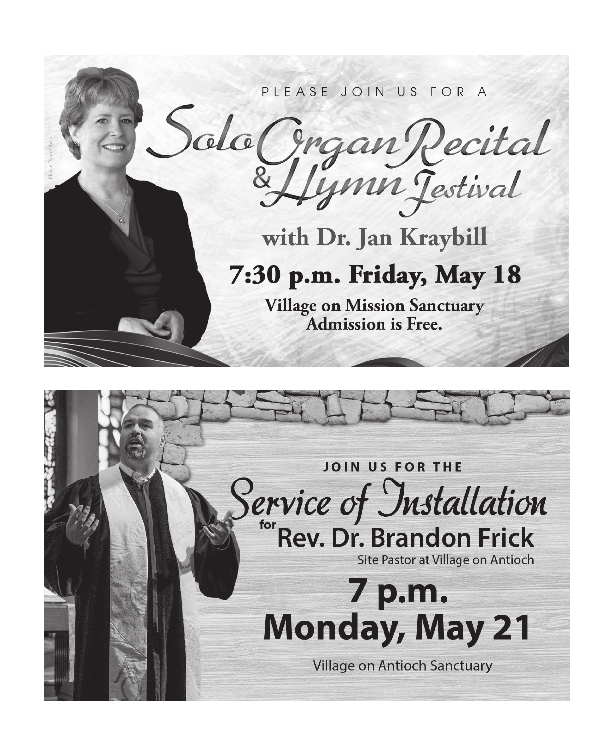PLEASE JOIN US FOR A

# Solo Organ Recital & Hymn Festival

## with Dr. Jan Kraybill

## 7:30 p.m. Friday, May 18

**Village on Mission Sanctuary**
**Admission is Free.**

Photo: Peter Oberz

---

**JOIN US FOR THE**

# Service of Installation

for **Rev. Dr. Brandon Frick**

Site Pastor at Village on Antioch

## 7 p.m. Monday, May 21

Village on Antioch Sanctuary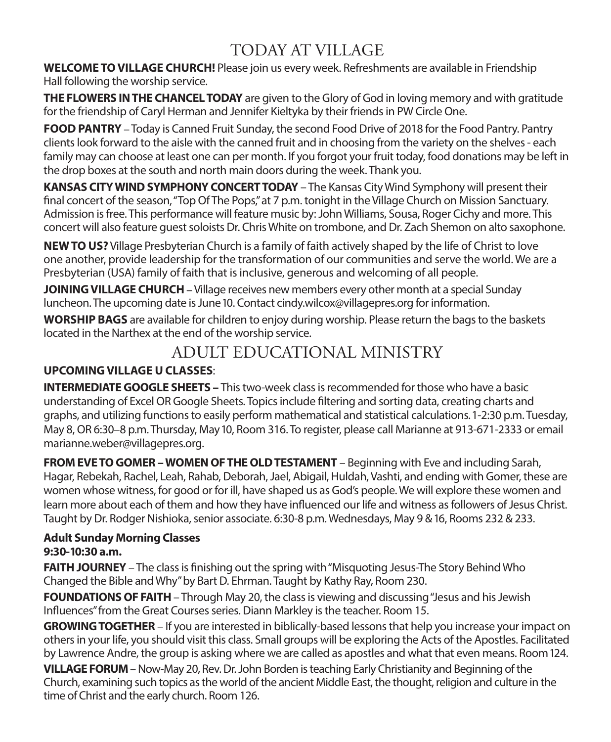# TODAY AT VILLAGE

**WELCOME TO VILLAGE CHURCH!** Please join us every week. Refreshments are available in Friendship Hall following the worship service.

**THE FLOWERS IN THE CHANCEL TODAY** are given to the Glory of God in loving memory and with gratitude for the friendship of Caryl Herman and Jennifer Kieltyka by their friends in PW Circle One.

**FOOD PANTRY** – Today is Canned Fruit Sunday, the second Food Drive of 2018 for the Food Pantry. Pantry clients look forward to the aisle with the canned fruit and in choosing from the variety on the shelves - each family may can choose at least one can per month. If you forgot your fruit today, food donations may be left in the drop boxes at the south and north main doors during the week. Thank you.

**KANSAS CITY WIND SYMPHONY CONCERT TODAY** – The Kansas City Wind Symphony will present their final concert of the season, "Top Of The Pops," at 7 p.m. tonight in the Village Church on Mission Sanctuary. Admission is free. This performance will feature music by: John Williams, Sousa, Roger Cichy and more. This concert will also feature guest soloists Dr. Chris White on trombone, and Dr. Zach Shemon on alto saxophone.

**NEW TO US?** Village Presbyterian Church is a family of faith actively shaped by the life of Christ to love one another, provide leadership for the transformation of our communities and serve the world. We are a Presbyterian (USA) family of faith that is inclusive, generous and welcoming of all people.

**JOINING VILLAGE CHURCH** – Village receives new members every other month at a special Sunday luncheon. The upcoming date is June 10. Contact cindy.wilcox@villagepres.org for information.

**WORSHIP BAGS** are available for children to enjoy during worship. Please return the bags to the baskets located in the Narthex at the end of the worship service.

# ADULT EDUCATIONAL MINISTRY

**UPCOMING VILLAGE U CLASSES**:

**INTERMEDIATE GOOGLE SHEETS –** This two-week class is recommended for those who have a basic understanding of Excel OR Google Sheets. Topics include filtering and sorting data, creating charts and graphs, and utilizing functions to easily perform mathematical and statistical calculations. 1-2:30 p.m. Tuesday, May 8, OR 6:30–8 p.m. Thursday, May 10, Room 316. To register, please call Marianne at 913-671-2333 or email marianne.weber@villagepres.org.

**FROM EVE TO GOMER – WOMEN OF THE OLD TESTAMENT** – Beginning with Eve and including Sarah, Hagar, Rebekah, Rachel, Leah, Rahab, Deborah, Jael, Abigail, Huldah, Vashti, and ending with Gomer, these are women whose witness, for good or for ill, have shaped us as God's people. We will explore these women and learn more about each of them and how they have influenced our life and witness as followers of Jesus Christ. Taught by Dr. Rodger Nishioka, senior associate. 6:30-8 p.m. Wednesdays, May 9 & 16, Rooms 232 & 233.

**Adult Sunday Morning Classes**
**9:30-10:30 a.m.**

**FAITH JOURNEY** – The class is finishing out the spring with "Misquoting Jesus-The Story Behind Who Changed the Bible and Why" by Bart D. Ehrman. Taught by Kathy Ray, Room 230.

**FOUNDATIONS OF FAITH** – Through May 20, the class is viewing and discussing "Jesus and his Jewish Influences" from the Great Courses series. Diann Markley is the teacher. Room 15.

**GROWING TOGETHER** – If you are interested in biblically-based lessons that help you increase your impact on others in your life, you should visit this class. Small groups will be exploring the Acts of the Apostles. Facilitated by Lawrence Andre, the group is asking where we are called as apostles and what that even means. Room 124.

**VILLAGE FORUM** – Now-May 20, Rev. Dr. John Borden is teaching Early Christianity and Beginning of the Church, examining such topics as the world of the ancient Middle East, the thought, religion and culture in the time of Christ and the early church. Room 126.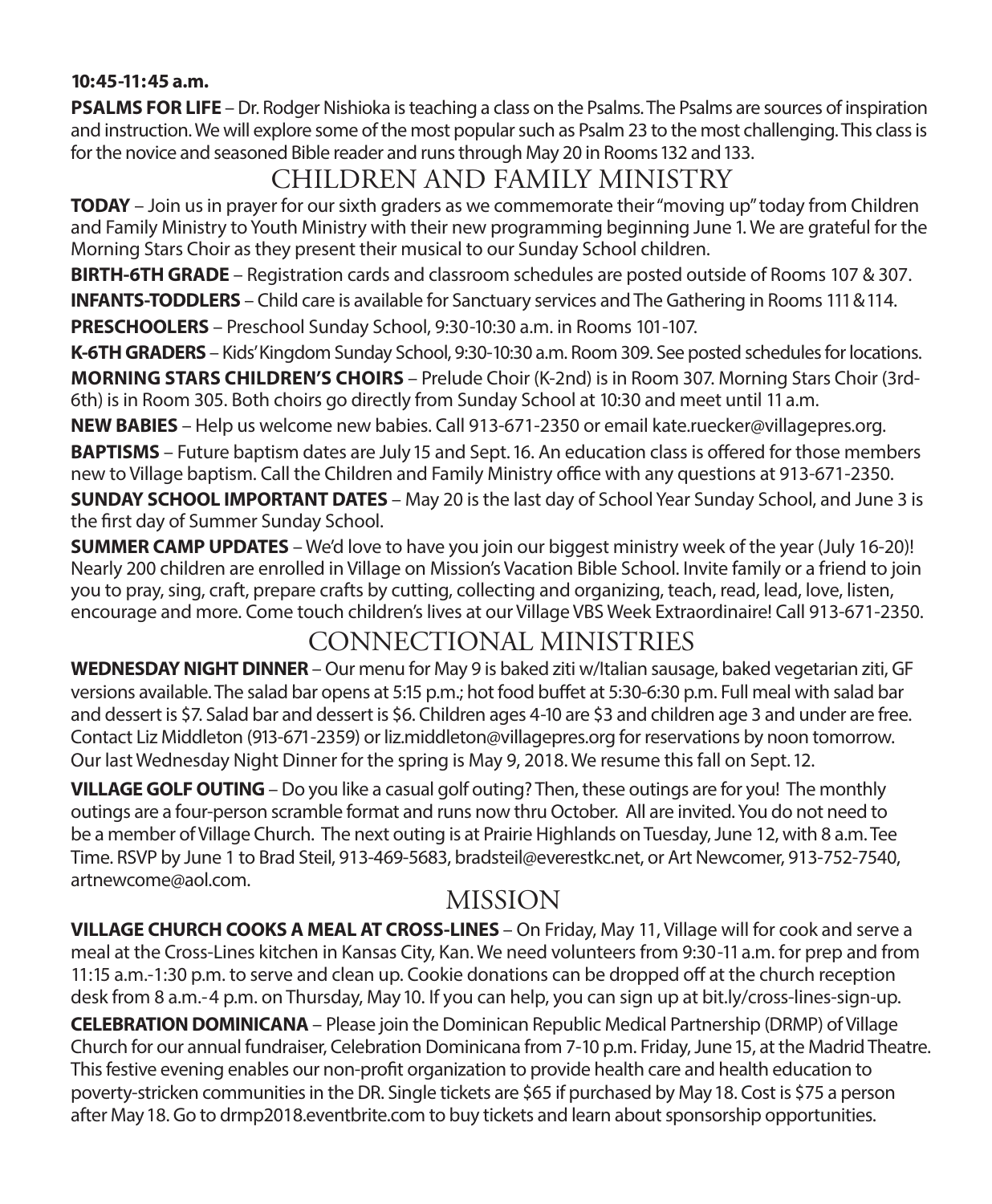**10:45-11:45 a.m.**

**PSALMS FOR LIFE** – Dr. Rodger Nishioka is teaching a class on the Psalms. The Psalms are sources of inspiration and instruction. We will explore some of the most popular such as Psalm 23 to the most challenging. This class is for the novice and seasoned Bible reader and runs through May 20 in Rooms 132 and 133.

## CHILDREN AND FAMILY MINISTRY

**TODAY** – Join us in prayer for our sixth graders as we commemorate their "moving up" today from Children and Family Ministry to Youth Ministry with their new programming beginning June 1. We are grateful for the Morning Stars Choir as they present their musical to our Sunday School children.

**BIRTH-6TH GRADE** – Registration cards and classroom schedules are posted outside of Rooms 107 & 307.

**INFANTS-TODDLERS** – Child care is available for Sanctuary services and The Gathering in Rooms 111 & 114.

**PRESCHOOLERS** – Preschool Sunday School, 9:30-10:30 a.m. in Rooms 101-107.

**K-6TH GRADERS** – Kids' Kingdom Sunday School, 9:30-10:30 a.m. Room 309. See posted schedules for locations.

**MORNING STARS CHILDREN'S CHOIRS** – Prelude Choir (K-2nd) is in Room 307. Morning Stars Choir (3rd-6th) is in Room 305. Both choirs go directly from Sunday School at 10:30 and meet until 11 a.m.

**NEW BABIES** – Help us welcome new babies. Call 913-671-2350 or email kate.ruecker@villagepres.org.

**BAPTISMS** – Future baptism dates are July 15 and Sept. 16. An education class is offered for those members new to Village baptism. Call the Children and Family Ministry office with any questions at 913-671-2350.

**SUNDAY SCHOOL IMPORTANT DATES** – May 20 is the last day of School Year Sunday School, and June 3 is the first day of Summer Sunday School.

**SUMMER CAMP UPDATES** – We'd love to have you join our biggest ministry week of the year (July 16-20)! Nearly 200 children are enrolled in Village on Mission's Vacation Bible School. Invite family or a friend to join you to pray, sing, craft, prepare crafts by cutting, collecting and organizing, teach, read, lead, love, listen, encourage and more. Come touch children's lives at our Village VBS Week Extraordinaire! Call 913-671-2350.

## CONNECTIONAL MINISTRIES

**WEDNESDAY NIGHT DINNER** – Our menu for May 9 is baked ziti w/Italian sausage, baked vegetarian ziti, GF versions available. The salad bar opens at 5:15 p.m.; hot food buffet at 5:30-6:30 p.m. Full meal with salad bar and dessert is $7. Salad bar and dessert is $6. Children ages 4-10 are $3 and children age 3 and under are free. Contact Liz Middleton (913-671-2359) or liz.middleton@villagepres.org for reservations by noon tomorrow. Our last Wednesday Night Dinner for the spring is May 9, 2018. We resume this fall on Sept. 12.

**VILLAGE GOLF OUTING** – Do you like a casual golf outing? Then, these outings are for you! The monthly outings are a four-person scramble format and runs now thru October. All are invited. You do not need to be a member of Village Church. The next outing is at Prairie Highlands on Tuesday, June 12, with 8 a.m. Tee Time. RSVP by June 1 to Brad Steil, 913-469-5683, bradsteil@everestkc.net, or Art Newcomer, 913-752-7540, artnewcome@aol.com.

## MISSION

**VILLAGE CHURCH COOKS A MEAL AT CROSS-LINES** – On Friday, May 11, Village will for cook and serve a meal at the Cross-Lines kitchen in Kansas City, Kan. We need volunteers from 9:30-11 a.m. for prep and from 11:15 a.m.-1:30 p.m. to serve and clean up. Cookie donations can be dropped off at the church reception desk from 8 a.m.-4 p.m. on Thursday, May 10. If you can help, you can sign up at bit.ly/cross-lines-sign-up.

**CELEBRATION DOMINICANA** – Please join the Dominican Republic Medical Partnership (DRMP) of Village Church for our annual fundraiser, Celebration Dominicana from 7-10 p.m. Friday, June 15, at the Madrid Theatre. This festive evening enables our non-profit organization to provide health care and health education to poverty-stricken communities in the DR. Single tickets are $65 if purchased by May 18. Cost is $75 a person after May 18. Go to drmp2018.eventbrite.com to buy tickets and learn about sponsorship opportunities.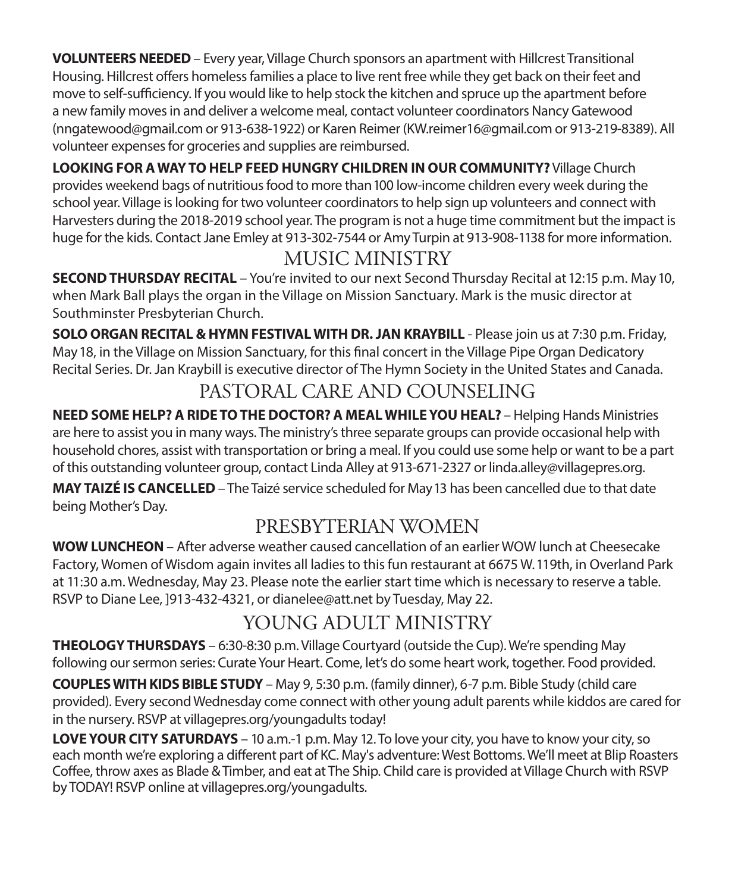**VOLUNTEERS NEEDED** – Every year, Village Church sponsors an apartment with Hillcrest Transitional Housing. Hillcrest offers homeless families a place to live rent free while they get back on their feet and move to self-sufficiency. If you would like to help stock the kitchen and spruce up the apartment before a new family moves in and deliver a welcome meal, contact volunteer coordinators Nancy Gatewood (nngatewood@gmail.com or 913-638-1922) or Karen Reimer (KW.reimer16@gmail.com or 913-219-8389). All volunteer expenses for groceries and supplies are reimbursed.

**LOOKING FOR A WAY TO HELP FEED HUNGRY CHILDREN IN OUR COMMUNITY?** Village Church provides weekend bags of nutritious food to more than 100 low-income children every week during the school year. Village is looking for two volunteer coordinators to help sign up volunteers and connect with Harvesters during the 2018-2019 school year. The program is not a huge time commitment but the impact is huge for the kids. Contact Jane Emley at 913-302-7544 or Amy Turpin at 913-908-1138 for more information.

## MUSIC MINISTRY

**SECOND THURSDAY RECITAL** – You're invited to our next Second Thursday Recital at 12:15 p.m. May 10, when Mark Ball plays the organ in the Village on Mission Sanctuary. Mark is the music director at Southminster Presbyterian Church.

**SOLO ORGAN RECITAL & HYMN FESTIVAL WITH DR. JAN KRAYBILL** - Please join us at 7:30 p.m. Friday, May 18, in the Village on Mission Sanctuary, for this final concert in the Village Pipe Organ Dedicatory Recital Series. Dr. Jan Kraybill is executive director of The Hymn Society in the United States and Canada.

## PASTORAL CARE AND COUNSELING

**NEED SOME HELP? A RIDE TO THE DOCTOR? A MEAL WHILE YOU HEAL?** – Helping Hands Ministries are here to assist you in many ways. The ministry's three separate groups can provide occasional help with household chores, assist with transportation or bring a meal. If you could use some help or want to be a part of this outstanding volunteer group, contact Linda Alley at 913-671-2327 or linda.alley@villagepres.org.

**MAY TAIZÉ IS CANCELLED** – The Taizé service scheduled for May 13 has been cancelled due to that date being Mother's Day.

## PRESBYTERIAN WOMEN

**WOW LUNCHEON** – After adverse weather caused cancellation of an earlier WOW lunch at Cheesecake Factory, Women of Wisdom again invites all ladies to this fun restaurant at 6675 W. 119th, in Overland Park at 11:30 a.m. Wednesday, May 23. Please note the earlier start time which is necessary to reserve a table. RSVP to Diane Lee, ]913-432-4321, or dianelee@att.net by Tuesday, May 22.

## YOUNG ADULT MINISTRY

**THEOLOGY THURSDAYS** – 6:30-8:30 p.m. Village Courtyard (outside the Cup). We're spending May following our sermon series: Curate Your Heart. Come, let's do some heart work, together. Food provided.

**COUPLES WITH KIDS BIBLE STUDY** – May 9, 5:30 p.m. (family dinner), 6-7 p.m. Bible Study (child care provided). Every second Wednesday come connect with other young adult parents while kiddos are cared for in the nursery. RSVP at villagepres.org/youngadults today!

**LOVE YOUR CITY SATURDAYS** – 10 a.m.-1 p.m. May 12. To love your city, you have to know your city, so each month we're exploring a different part of KC. May's adventure: West Bottoms. We'll meet at Blip Roasters Coffee, throw axes as Blade & Timber, and eat at The Ship. Child care is provided at Village Church with RSVP by TODAY! RSVP online at villagepres.org/youngadults.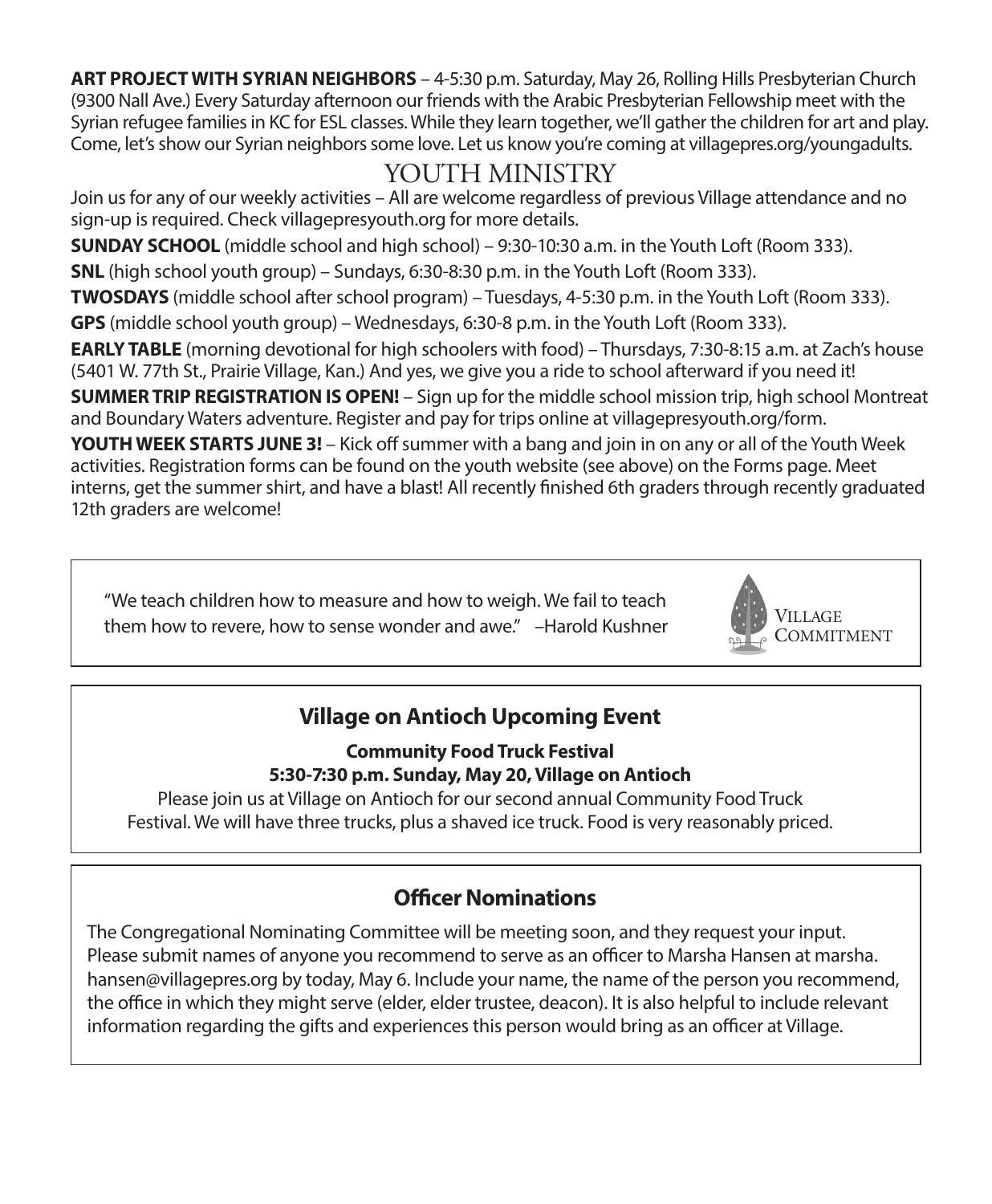**ART PROJECT WITH SYRIAN NEIGHBORS** – 4-5:30 p.m. Saturday, May 26, Rolling Hills Presbyterian Church (9300 Nall Ave.) Every Saturday afternoon our friends with the Arabic Presbyterian Fellowship meet with the Syrian refugee families in KC for ESL classes. While they learn together, we'll gather the children for art and play. Come, let's show our Syrian neighbors some love. Let us know you're coming at villagepres.org/youngadults.

## YOUTH MINISTRY

Join us for any of our weekly activities – All are welcome regardless of previous Village attendance and no sign-up is required. Check villagepresyouth.org for more details.

**SUNDAY SCHOOL** (middle school and high school) – 9:30-10:30 a.m. in the Youth Loft (Room 333).

**SNL** (high school youth group) – Sundays, 6:30-8:30 p.m. in the Youth Loft (Room 333).

**TWOSDAYS** (middle school after school program) – Tuesdays, 4-5:30 p.m. in the Youth Loft (Room 333).

**GPS** (middle school youth group) – Wednesdays, 6:30-8 p.m. in the Youth Loft (Room 333).

**EARLY TABLE** (morning devotional for high schoolers with food) – Thursdays, 7:30-8:15 a.m. at Zach's house (5401 W. 77th St., Prairie Village, Kan.) And yes, we give you a ride to school afterward if you need it!

**SUMMER TRIP REGISTRATION IS OPEN!** – Sign up for the middle school mission trip, high school Montreat and Boundary Waters adventure. Register and pay for trips online at villagepresyouth.org/form.

**YOUTH WEEK STARTS JUNE 3!** – Kick off summer with a bang and join in on any or all of the Youth Week activities. Registration forms can be found on the youth website (see above) on the Forms page. Meet interns, get the summer shirt, and have a blast! All recently finished 6th graders through recently graduated 12th graders are welcome!

"We teach children how to measure and how to weigh. We fail to teach them how to revere, how to sense wonder and awe." –Harold Kushner

Village Commitment

### Village on Antioch Upcoming Event

**Community Food Truck Festival**
**5:30-7:30 p.m. Sunday, May 20, Village on Antioch**

Please join us at Village on Antioch for our second annual Community Food Truck Festival. We will have three trucks, plus a shaved ice truck. Food is very reasonably priced.

### Officer Nominations

The Congregational Nominating Committee will be meeting soon, and they request your input. Please submit names of anyone you recommend to serve as an officer to Marsha Hansen at marsha.hansen@villagepres.org by today, May 6. Include your name, the name of the person you recommend, the office in which they might serve (elder, elder trustee, deacon). It is also helpful to include relevant information regarding the gifts and experiences this person would bring as an officer at Village.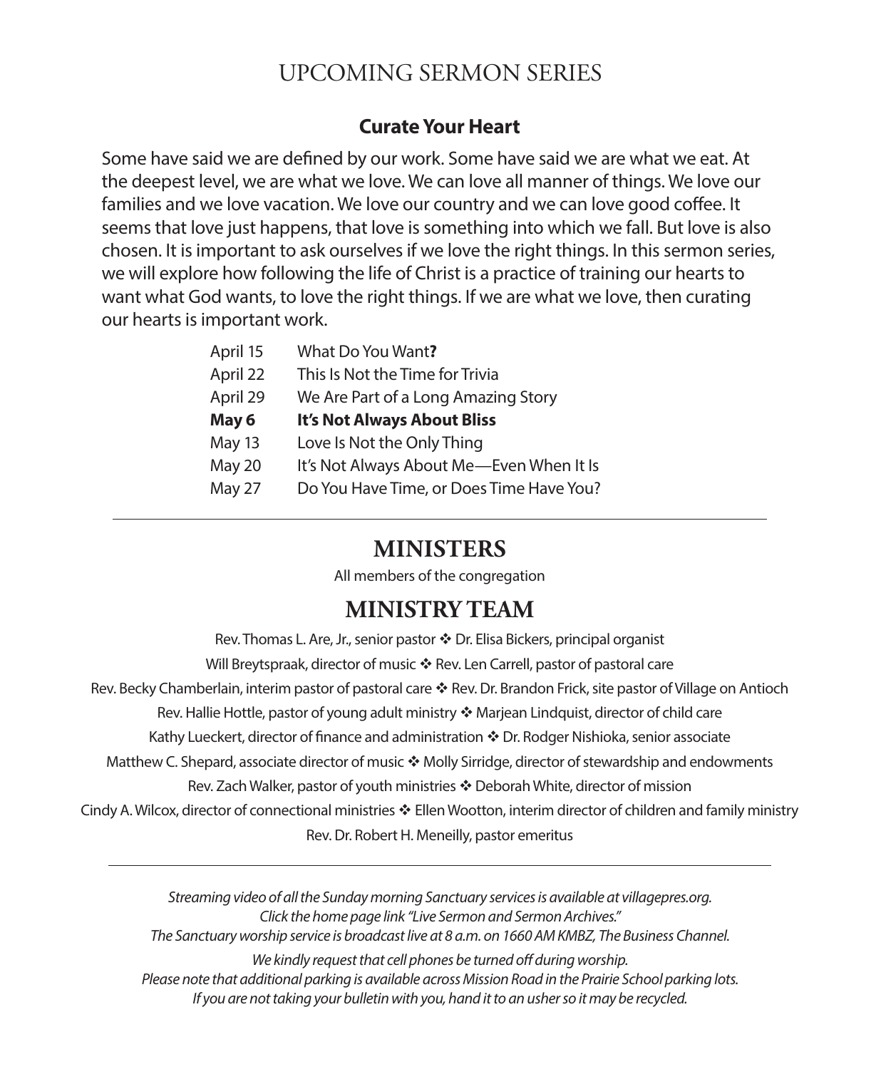# UPCOMING SERMON SERIES

## Curate Your Heart

Some have said we are defined by our work. Some have said we are what we eat. At the deepest level, we are what we love. We can love all manner of things. We love our families and we love vacation. We love our country and we can love good coffee. It seems that love just happens, that love is something into which we fall. But love is also chosen. It is important to ask ourselves if we love the right things. In this sermon series, we will explore how following the life of Christ is a practice of training our hearts to want what God wants, to love the right things. If we are what we love, then curating our hearts is important work.

| | |
|---|---|
| April 15 | What Do You Want**?** |
| April 22 | This Is Not the Time for Trivia |
| April 29 | We Are Part of a Long Amazing Story |
| **May 6** | **It's Not Always About Bliss** |
| May 13 | Love Is Not the Only Thing |
| May 20 | It's Not Always About Me—Even When It Is |
| May 27 | Do You Have Time, or Does Time Have You? |

---

# MINISTERS

All members of the congregation

# MINISTRY TEAM

Rev. Thomas L. Are, Jr., senior pastor ❖ Dr. Elisa Bickers, principal organist
Will Breytspraak, director of music ❖ Rev. Len Carrell, pastor of pastoral care
Rev. Becky Chamberlain, interim pastor of pastoral care ❖ Rev. Dr. Brandon Frick, site pastor of Village on Antioch
Rev. Hallie Hottle, pastor of young adult ministry ❖ Marjean Lindquist, director of child care
Kathy Lueckert, director of finance and administration ❖ Dr. Rodger Nishioka, senior associate
Matthew C. Shepard, associate director of music ❖ Molly Sirridge, director of stewardship and endowments
Rev. Zach Walker, pastor of youth ministries ❖ Deborah White, director of mission
Cindy A. Wilcox, director of connectional ministries ❖ Ellen Wootton, interim director of children and family ministry
Rev. Dr. Robert H. Meneilly, pastor emeritus

---

*Streaming video of all the Sunday morning Sanctuary services is available at villagepres.org.*
*Click the home page link "Live Sermon and Sermon Archives."*
*The Sanctuary worship service is broadcast live at 8 a.m. on 1660 AM KMBZ, The Business Channel.*

*We kindly request that cell phones be turned off during worship.*
*Please note that additional parking is available across Mission Road in the Prairie School parking lots.*
*If you are not taking your bulletin with you, hand it to an usher so it may be recycled.*